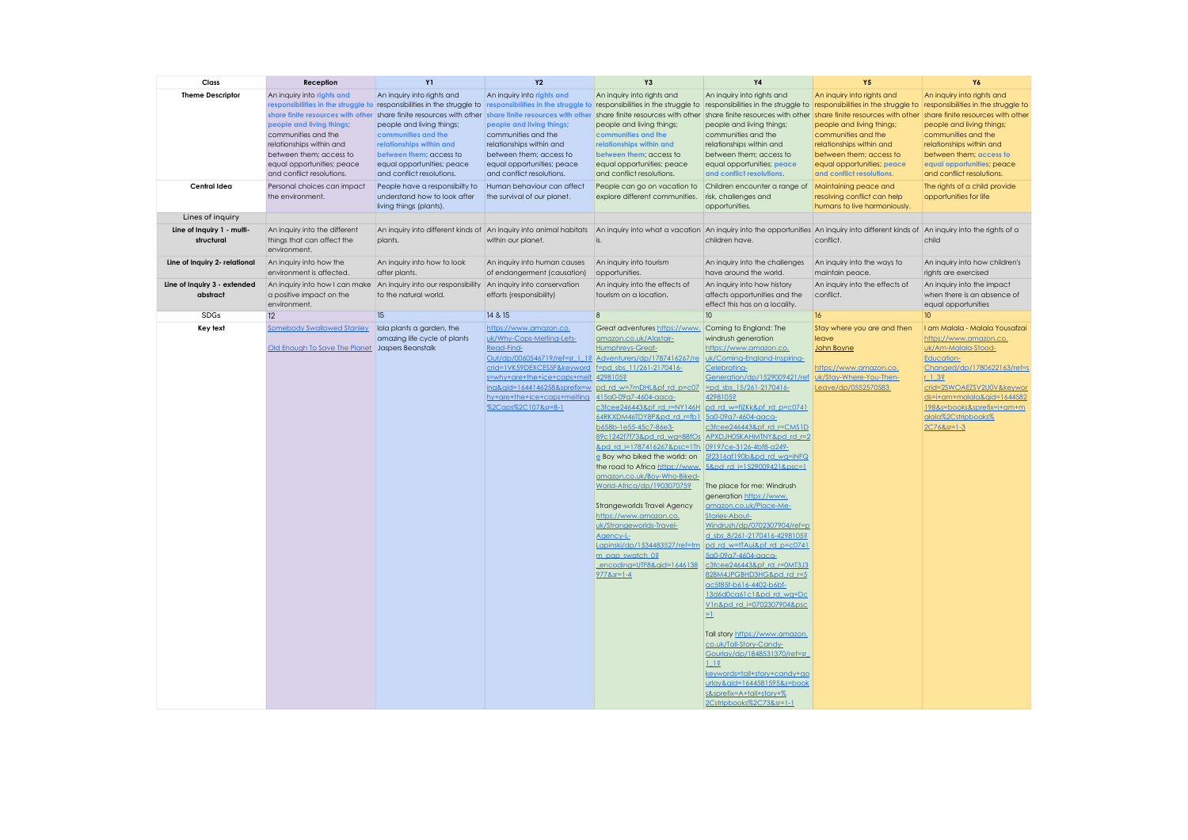| Class | Reception | Y1 | Y2 | Y3 | Y4 | Y5 | Y6 |
|---|---|---|---|---|---|---|---|
| **Theme Descriptor** | An inquiry into rights and responsibilities in the struggle to share finite resources with other people and living things; communities and the relationships within and between them; access to equal opportunities; peace and conflict resolutions. | An inquiry into rights and responsibilities in the struggle to share finite resources with other people and living things; communities and the relationships within and between them; access to equal opportunities; peace and conflict resolutions. | An inquiry into rights and responsibilities in the struggle to share finite resources with other people and living things; communities and the relationships within and between them; access to equal opportunities; peace and conflict resolutions. | An inquiry into rights and responsibilities in the struggle to share finite resources with other people and living things; communities and the relationships within and between them; access to equal opportunities; peace and conflict resolutions. | An inquiry into rights and responsibilities in the struggle to share finite resources with other people and living things; communities and the relationships within and between them; access to equal opportunities; peace and conflict resolutions. | An inquiry into rights and responsibilities in the struggle to share finite resources with other people and living things; communities and the relationships within and between them; access to equal opportunities; peace and conflict resolutions. | An inquiry into rights and responsibilities in the struggle to share finite resources with other people and living things; communities and the relationships within and between them; access to equal opportunities; peace and conflict resolutions. |
| **Central Idea** | Personal choices can impact the environment. | People have a responsibilty to understand how to look after living things (plants). | Human behaviour can affect the survival of our planet. | People can go on vacation to explore different communities. | Children encounter a range of risk, challenges and opportunities. | Maintaining peace and resolving conflict can help humans to live harmoniously. | The rights of a child provide opportunities for life |
| Lines of inquiry | | | | | | | |
| **Line of Inquiry 1 - multi-structural** | An inquiry into the different things that can affect the environment. | An inquiry into different kinds of plants. | An inquiry into animal habitats within our planet. | An inquiry into what a vacation is. | An inquiry into the opportunities children have. | An inquiry into different kinds of conflict. | An inquiry into the rights of a child |
| **Line of Inquiry 2- relational** | An inquiry into how the environment is affected. | An inquiry into how to look after plants. | An inquiry into human causes of endangerment (causation) | An inquiry into tourism opportunities. | An inquiry into the challenges have around the world. | An inquiry into the ways to maintain peace. | An inquiry into how children's rights are exercised |
| **Line of Inquiry 3 - extended abstract** | An inquiry into how I can make a positive impact on the environment. | An inquiry into our responsibility to the natural world. | An inquiry into conservation efforts (responsibility) | An inquiry into the effects of tourism on a location. | An inquiry into how history affects opportunities and the effect this has on a locality. | An inquiry into the effects of conflict. | An inquiry into the impact when there is an absence of equal opportunities |
| SDGs | 12 | 15 | 14 & 15 | 8 | 10 | 16 | 10 |
| **Key text** | Somebody Swallowed Stanley<br><br>Old Enough To Save The Planet | lola plants a garden, the amazing life cycle of plants Jaspers Beanstalk | https://www.amazon.co.uk/Why-Caps-Melting-Lets-Read-Find-Out/dp/0060546719/ref=sr_1_1?crid=1VK59DEXCESSF&keywords=why+are+the+ice+caps+melting&qid=1644146258&sprefix=why+are+the+ice+caps+melting%2Caps%2C107&sr=8-1 | Great adventures https://www.amazon.co.uk/Alastair-Humphreys-Great-Adventurers/dp/1787416267/ref=pd_sbs_11/261-2170416-4298105?pd_rd_w=7mDHL&pf_rd_p=c07415a0-09a7-4604-aaca-c3fcee246443&pf_rd_r=NY146H64RKXDM46TDY8P&pd_rd_r=fb1b658b-1e55-45c7-86e3-89c1242f7f73&pd_rd_wg=88fOs&pd_rd_i=1787416267&psc=1The Boy who biked the world: on the road to Africa https://www.amazon.co.uk/Boy-Who-Biked-World-Africa/dp/1903070759<br><br>Strangeworlds Travel Agency https://www.amazon.co.uk/Strangeworlds-Travel-Agency-L-Lapinski/dp/1534483527/ref=tmm_pap_swatch_0?_encoding=UTF8&qid=1646138977&sr=1-4 | Coming to England: The windrush generation https://www.amazon.co.uk/Coming-England-Inspiring-Celebrating-Generation/dp/1529009421/ref=pd_sbs_15/261-2170416-4298105?pd_rd_w=flZKk&pf_rd_p=c07415a0-09a7-4604-aaca-c3fcee246443&pf_rd_r=CMS1DAPXDJH05KAHMTNY&pd_rd_r=209197ce-3126-4bf8-a249-5f2316af190b&pd_rd_wg=iNFQ5&pd_rd_i=1529009421&psc=1<br><br>The place for me: Windrush generation https://www.amazon.co.uk/Place-Me-Stories-About-Windrush/dp/0702307904/ref=pd_sbs_8/261-2170416-4298105?pd_rd_w=tTAuj&pf_rd_p=c07415a0-09a7-4604-aaca-c3fcee246443&pf_rd_r=0MT3J3828M4JPGBHD3HG&pd_rd_r=5ac5f85f-b616-4402-b6bf-13d6d0ca61c1&pd_rd_wg=DcV1n&pd_rd_i=0702307904&psc=1<br><br>Tall story https://www.amazon.co.uk/Tall-Story-Candy-Gourlay/dp/1848531370/ref=sr_1_1?keywords=tall+story+candy+gourlay&qid=1644581595&s=books&sprefix=A+tall+story+%2Cstripbooks%2C73&sr=1-1 | Stay where you are and then leave John Boyne<br><br>https://www.amazon.co.uk/Stay-Where-You-Then-Leave/dp/0552570583 | I am Malala - Malala Yousafzai https://www.amazon.co.uk/Am-Malala-Stood-Education-Changed/dp/1780622163/ref=sr_1_3?crid=2SWOAEZSV2U0V&keywords=i+am+malala&qid=1644582198&s=books&sprefix=i+am+malala%2Cstripbooks%2C76&sr=1-3 |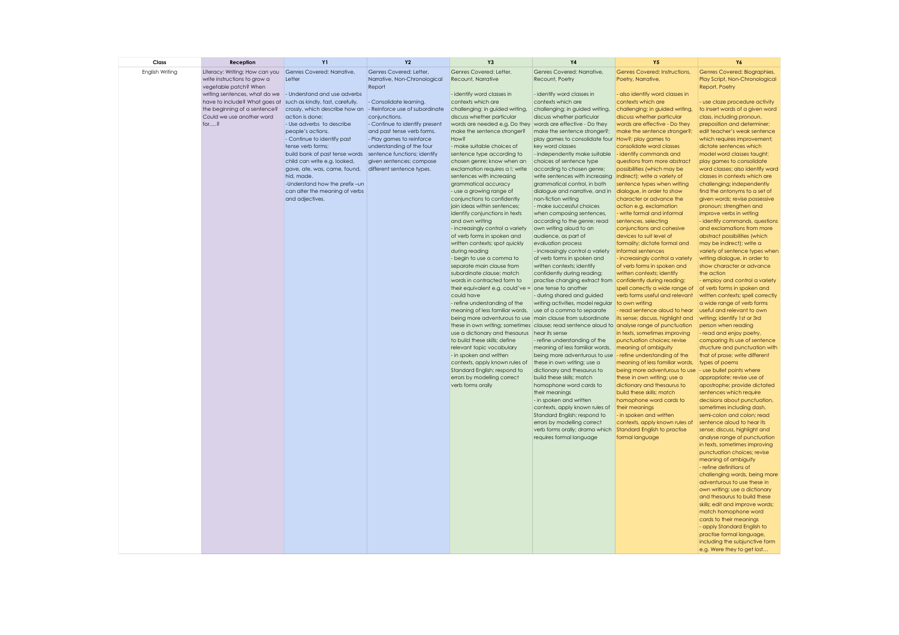| Class | Reception | Y1 | Y2 | Y3 | Y4 | Y5 | Y6 |
|---|---|---|---|---|---|---|---|
| English Writing | Literacy: Writing: How can you write instructions to grow a vegetable patch? When writing sentences, what do we have to include? What goes at the beginning of a sentence? Could we use another word for.....? | Genres Covered: Narrative, Letter<br><br>- Understand and use adverbs such as kindly, fast, carefully, crossly, which describe how an action is done;<br>- Use adverbs to describe people's actions.<br>- Continue to identify past tense verb forms;<br>build bank of past tense words child can write e.g. looked, gave, ate, was, came, found, hid, made.<br>-Understand how the prefix –un can alter the meaning of verbs and adjectives. | Genres Covered: Letter, Narrative, Non-Chronological Report<br><br>- Consolidate learning.<br>- Reinforce use of subordinate conjunctions.<br>- Continue to identify present and past tense verb forms.<br>- Play games to reinforce understanding of the four sentence functions; identify given sentences; compose different sentence types. | Genres Covered: Letter, Recount, Narrative<br><br>- identify word classes in contexts which are challenging; in guided writing, discuss whether particular words are needed e.g. Do they make the sentence stronger? How?<br>- make suitable choices of sentence type according to chosen genre; know when an exclamation requires a !; write sentences with increasing grammatical accuracy<br>- use a growing range of conjunctions to confidently join ideas within sentences; identify conjunctions in texts and own writing<br>- increasingly control a variety of verb forms in spoken and written contexts; spot quickly during reading<br>- begin to use a comma to separate main clause from subordinate clause; match words in contracted form to their equivalent e.g. could've = could have<br>- refine understanding of the meaning of less familiar words, being more adventurous to use these in own writing; sometimes use a dictionary and thesaurus to build these skills; define relevant topic vocabulary<br>- in spoken and written contexts, apply known rules of Standard English; respond to errors by modelling correct verb forms orally | Genres Covered: Narrative, Recount, Poetry<br><br>- identify word classes in contexts which are challenging; in guided writing, discuss whether particular words are effective - Do they make the sentence stronger?; play games to consolidate four key word classes<br>- independently make suitable choices of sentence type according to chosen genre; write sentences with increasing grammatical control, in both dialogue and narrative, and in non-fiction writing<br>- make successful choices when composing sentences, according to the genre; read own writing aloud to an audience, as part of evaluation process<br>- increasingly control a variety of verb forms in spoken and written contexts; identify confidently during reading; practise changing extract from one tense to another<br>- during shared and guided writing activities, model regular use of a comma to separate main clause from subordinate clause; read sentence aloud to hear its sense<br>- refine understanding of the meaning of less familiar words, being more adventurous to use these in own writing; use a dictionary and thesaurus to build these skills; match homophone word cards to their meanings<br>- in spoken and written contexts, apply known rules of Standard English; respond to errors by modelling correct verb forms orally; drama which requires formal language | Genres Covered: Instructions, Poetry, Narrative,<br><br>- also identify word classes in contexts which are challenging; in guided writing, discuss whether particular words are effective - Do they make the sentence stronger?; play games to consolidate word classes<br>- identify commands and questions from more abstract possibilities (which may be indirect); write a variety of sentence types when writing dialogue, in order to show character or advance the action e.g. exclamation<br>- write formal and informal sentences, selecting conjunctions and cohesive devices to suit level of formality; dictate formal and informal sentences<br>- increasingly control a variety of verb forms in spoken and written contexts; identify confidently during reading; spell correctly a wide range of verb forms useful and relevant to own writing<br>- read sentence aloud to hear its sense; discuss, highlight and analyse range of punctuation in texts, sometimes improving punctuation choices; revise meaning of ambiguity<br>- refine understanding of the meaning of less familiar words, being more adventurous to use these in own writing; use a dictionary and thesaurus to build these skills; match homophone word cards to their meanings<br>- in spoken and written contexts, apply known rules of Standard English to practise formal language | Genres Covered: Biographies, Play Script, Non-Chronological Report, Poetry<br><br>- use cloze procedure activity to insert words of a given word class, including pronoun, preposition and determiner; edit teacher's weak sentence which requires improvement; dictate sentences which model word classes taught; play games to consolidate word classes; also identify word classes in contexts which are challenging; independently find the antonyms to a set of given words; revise possessive pronoun; strengthen and improve verbs in writing<br>- identify commands, questions and exclamations from more abstract possibilities (which may be indirect); write a variety of sentence types when writing dialogue, in order to show character or advance the action<br>- employ and control a variety of verb forms in spoken and written contexts; spell correctly a wide range of verb forms useful and relevant to own writing; identify 1st or 3rd person when reading<br>- read and enjoy poetry, comparing its use of sentence structure and punctuation with that of prose; write different types of poems<br>- use bullet points where appropriate; revise use of apostrophe; provide dictated sentences which require decisions about punctuation, sometimes including dash, semi-colon and colon; read sentence aloud to hear its sense; discuss, highlight and analyse range of punctuation in texts, sometimes improving punctuation choices; revise meaning of ambiguity<br>- refine definitions of challenging words, being more adventurous to use these in own writing; use a dictionary and thesaurus to build these skills; edit and improve words; match homophone word cards to their meanings<br>- apply Standard English to practise formal language, including the subjunctive form e.g. Were they to get lost… |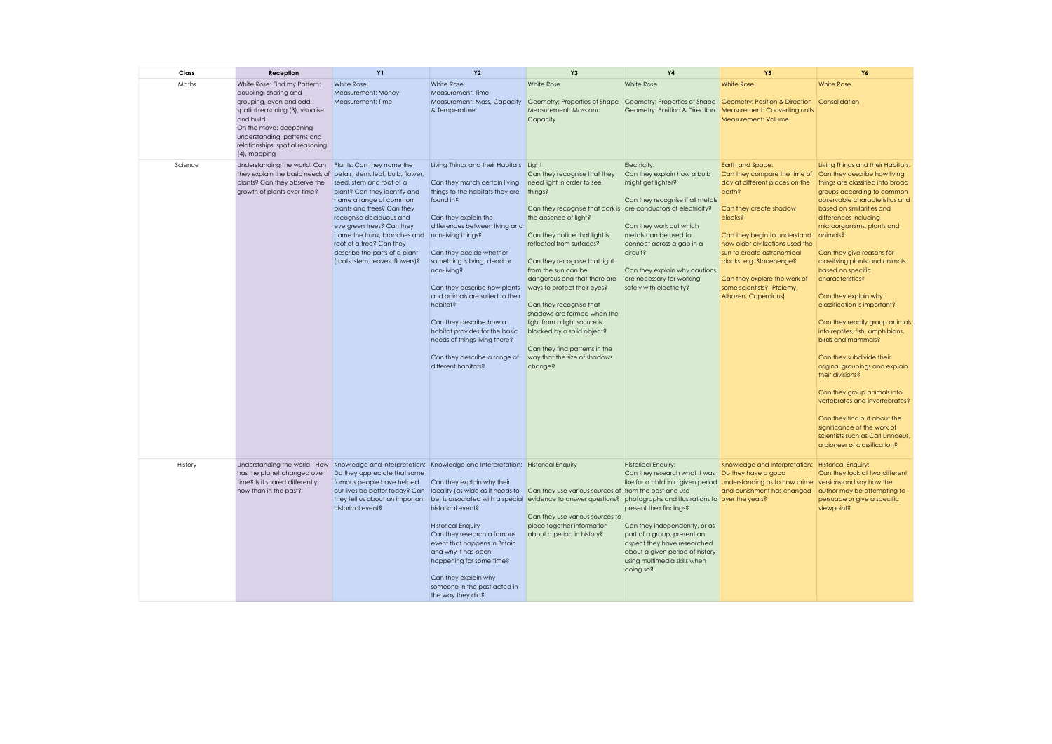| Class | Reception | Y1 | Y2 | Y3 | Y4 | Y5 | Y6 |
|---|---|---|---|---|---|---|---|
| Maths | White Rose: Find my Pattern: doubling, sharing and grouping, even and odd, spatial reasoning (3), visualise and build<br>On the move: deepening understanding, patterns and relationships, spatial reasoning (4), mapping | White Rose<br>Measurement: Money<br>Measurement: Time | White Rose<br>Measurement: Time<br>Measurement: Mass, Capacity & Temperature | White Rose<br><br>Geometry: Properties of Shape<br>Measurement: Mass and Capacity | White Rose<br><br>Geometry: Properties of Shape<br>Geometry: Position & Direction | White Rose<br><br>Geometry: Position & Direction<br>Measurement: Converting units<br>Measurement: Volume | White Rose<br><br>Consolidation |
| Science | Understanding the world: Can they explain the basic needs of plants? Can they observe the growth of plants over time? | Plants: Can they name the petals, stem, leaf, bulb, flower, seed, stem and root of a plant? Can they identify and name a range of common plants and trees? Can they recognise deciduous and evergreen trees? Can they name the trunk, branches and root of a tree? Can they describe the parts of a plant (roots, stem, leaves, flowers)? | Living Things and their Habitats<br><br>Can they match certain living things to the habitats they are found in?<br><br>Can they explain the differences between living and non-living things?<br><br>Can they decide whether something is living, dead or non-living?<br><br>Can they describe how plants and animals are suited to their habitat?<br><br>Can they describe how a habitat provides for the basic needs of things living there?<br><br>Can they describe a range of different habitats? | Light<br>Can they recognise that they need light in order to see things?<br><br>Can they recognise that dark is the absence of light?<br><br>Can they notice that light is reflected from surfaces?<br><br>Can they recognise that light from the sun can be dangerous and that there are ways to protect their eyes?<br><br>Can they recognise that shadows are formed when the light from a light source is blocked by a solid object?<br><br>Can they find patterns in the way that the size of shadows change? | Electricity:<br>Can they explain how a bulb might get lighter?<br><br>Can they recognise if all metals are conductors of electricity?<br><br>Can they work out which metals can be used to connect across a gap in a circuit?<br><br>Can they explain why cautions are necessary for working safely with electricity? | Earth and Space:<br>Can they compare the time of day at different places on the earth?<br><br>Can they create shadow clocks?<br><br>Can they begin to understand how older civilizations used the sun to create astronomical clocks, e.g. Stonehenge?<br><br>Can they explore the work of some scientists? (Ptolemy, Alhazen, Copernicus) | Living Things and their Habitats:<br>Can they describe how living things are classified into broad groups according to common observable characteristics and based on similarities and differences including microorganisms, plants and animals?<br><br>Can they give reasons for classifying plants and animals based on specific characteristics?<br><br>Can they explain why classification is important?<br><br>Can they readily group animals into reptiles, fish, amphibians, birds and mammals?<br><br>Can they subdivide their original groupings and explain their divisions?<br><br>Can they group animals into vertebrates and invertebrates?<br><br>Can they find out about the significance of the work of scientists such as Carl Linnaeus, a pioneer of classification? |
| History | Understanding the world - How has the planet changed over time? Is it shared differently now than in the past? | Knowledge and Interpretation:<br>Do they appreciate that some famous people have helped our lives be better today? Can they tell us about an important historical event? | Knowledge and Interpretation:<br><br>Can they explain why their locality (as wide as it needs to be) is associated with a special historical event?<br><br>Historical Enquiry<br>Can they research a famous event that happens in Britain and why it has been happening for some time?<br><br>Can they explain why someone in the past acted in the way they did? | Historical Enquiry<br><br>Can they use various sources of evidence to answer questions?<br><br>Can they use various sources to piece together information about a period in history? | Historical Enquiry:<br>Can they research what it was like for a child in a given period from the past and use photographs and illustrations to present their findings?<br><br>Can they independently, or as part of a group, present an aspect they have researched about a given period of history using multimedia skills when doing so? | Knowledge and Interpretation:<br>Do they have a good understanding as to how crime and punishment has changed over the years? | Historical Enquiry:<br>Can they look at two different versions and say how the author may be attempting to persuade or give a specific viewpoint? |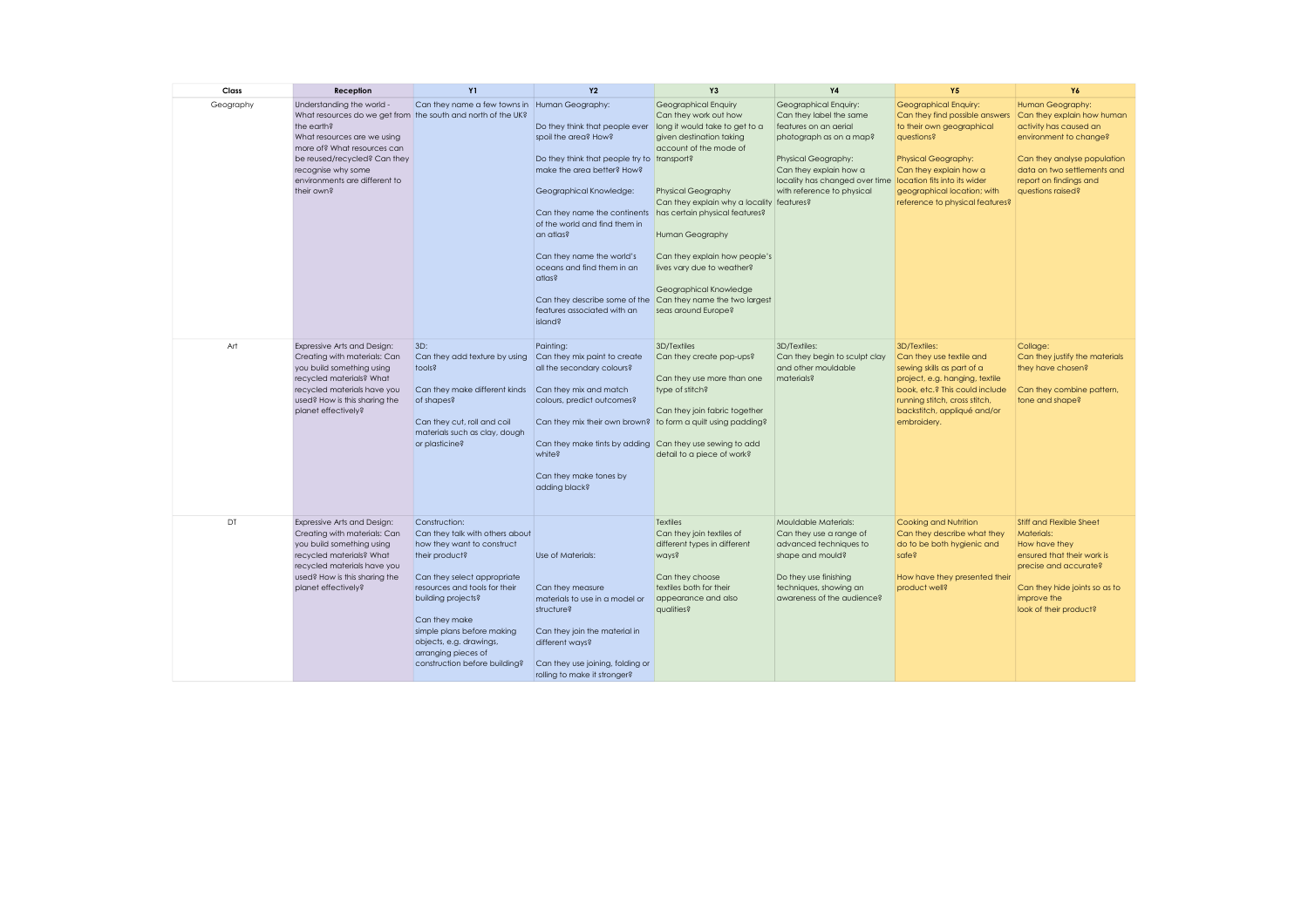| Class | Reception | Y1 | Y2 | Y3 | Y4 | Y5 | Y6 |
|---|---|---|---|---|---|---|---|
| Geography | Understanding the world - What resources do we get from the earth? What resources are we using more of? What resources can be reused/recycled? Can they recognise why some environments are different to their own? | Can they name a few towns in the south and north of the UK? | Human Geography:<br><br>Do they think that people ever spoil the area? How?<br><br>Do they think that people try to make the area better? How?<br><br>Geographical Knowledge:<br><br>Can they name the continents of the world and find them in an atlas?<br><br>Can they name the world's oceans and find them in an atlas?<br><br>Can they describe some of the features associated with an island? | Geographical Enquiry<br>Can they work out how long it would take to get to a given destination taking account of the mode of transport?<br><br>Physical Geography<br>Can they explain why a locality has certain physical features?<br><br>Human Geography<br><br>Can they explain how people's lives vary due to weather?<br><br>Geographical Knowledge<br>Can they name the two largest seas around Europe? | Geographical Enquiry:<br>Can they label the same features on an aerial photograph as on a map?<br><br>Physical Geography:<br>Can they explain how a locality has changed over time with reference to physical features? | Geographical Enquiry:<br>Can they find possible answers to their own geographical questions?<br><br>Physical Geography:<br>Can they explain how a location fits into its wider geographical location; with reference to physical features? | Human Geography:<br>Can they explain how human activity has caused an environment to change?<br><br>Can they analyse population data on two settlements and report on findings and questions raised? |
| Art | Expressive Arts and Design: Creating with materials: Can you build something using recycled materials? What recycled materials have you used? How is this sharing the planet effectively? | 3D:<br>Can they add texture by using tools?<br><br>Can they make different kinds of shapes?<br><br>Can they cut, roll and coil materials such as clay, dough or plasticine? | Painting:<br>Can they mix paint to create all the secondary colours?<br><br>Can they mix and match colours, predict outcomes?<br><br>Can they mix their own brown?<br><br>Can they make tints by adding white?<br><br>Can they make tones by adding black? | 3D/Textiles<br>Can they create pop-ups?<br><br>Can they use more than one type of stitch?<br><br>Can they join fabric together to form a quilt using padding?<br><br>Can they use sewing to add detail to a piece of work? | 3D/Textiles:<br>Can they begin to sculpt clay and other mouldable materials? | 3D/Textiles:<br>Can they use textile and sewing skills as part of a project, e.g. hanging, textile book, etc.? This could include running stitch, cross stitch, backstitch, appliqué and/or embroidery. | Collage:<br>Can they justify the materials they have chosen?<br><br>Can they combine pattern, tone and shape? |
| DT | Expressive Arts and Design: Creating with materials: Can you build something using recycled materials? What recycled materials have you used? How is this sharing the planet effectively? | Construction:<br>Can they talk with others about how they want to construct their product?<br><br>Can they select appropriate resources and tools for their building projects?<br><br>Can they make simple plans before making objects, e.g. drawings, arranging pieces of construction before building? | Use of Materials:<br><br>Can they measure materials to use in a model or structure?<br><br>Can they join the material in different ways?<br><br>Can they use joining, folding or rolling to make it stronger? | Textiles<br>Can they join textiles of different types in different ways?<br><br>Can they choose textiles both for their appearance and also qualities? | Mouldable Materials:<br>Can they use a range of advanced techniques to shape and mould?<br><br>Do they use finishing techniques, showing an awareness of the audience? | Cooking and Nutrition<br>Can they describe what they do to be both hygienic and safe?<br><br>How have they presented their product well? | Stiff and Flexible Sheet Materials:<br>How have they ensured that their work is precise and accurate?<br><br>Can they hide joints so as to improve the look of their product? |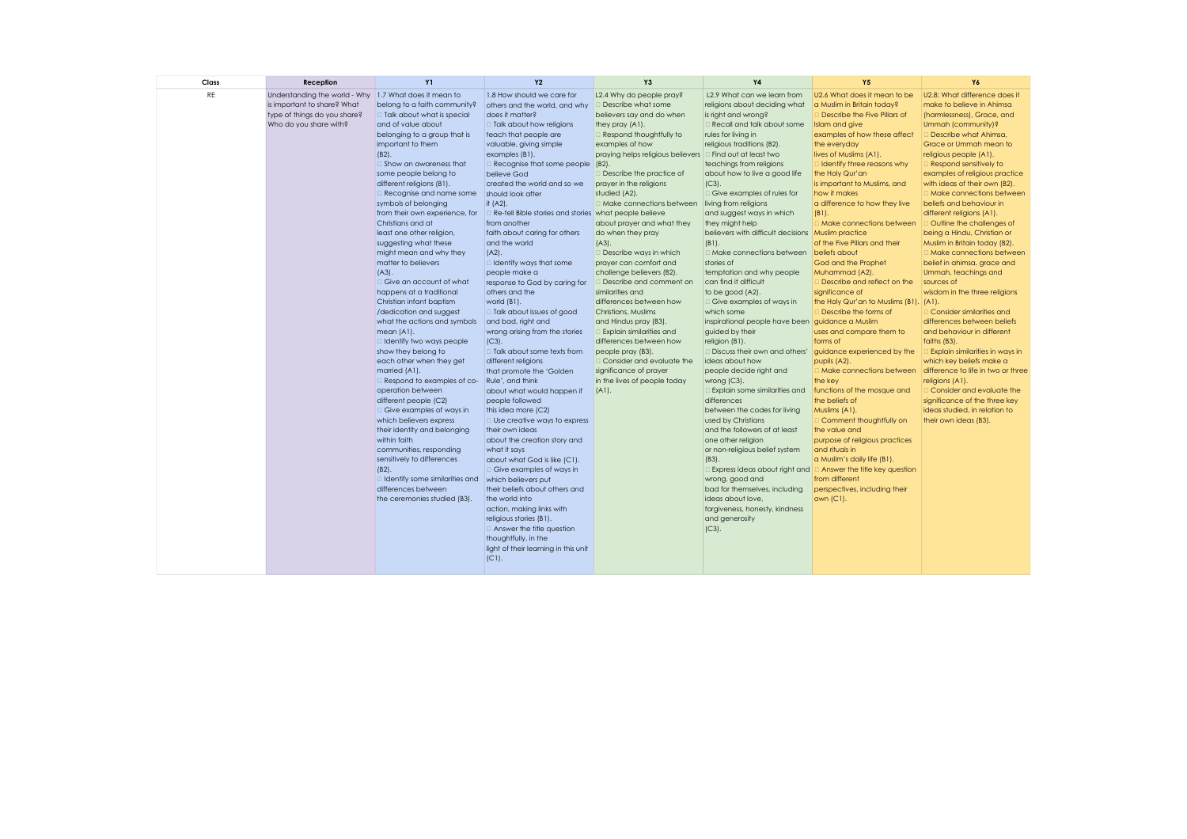| Class | Reception | Y1 | Y2 | Y3 | Y4 | Y5 | Y6 |
|---|---|---|---|---|---|---|---|
| RE | Understanding the world - Why is important to share? What type of things do you share? Who do you share with? | 1.7 What does it mean to belong to a faith community? □ Talk about what is special and of value about belonging to a group that is important to them (B2). □ Show an awareness that some people belong to different religions (B1). □ Recognise and name some symbols of belonging from their own experience, for Christians and at least one other religion, suggesting what these might mean and why they matter to believers (A3). □ Give an account of what happens at a traditional Christian infant baptism /dedication and suggest what the actions and symbols mean (A1). □ Identify two ways people show they belong to each other when they get married (A1). □ Respond to examples of co-operation between different people (C2) □ Give examples of ways in which believers express their identity and belonging within faith communities, responding sensitively to differences (B2). □ Identify some similarities and differences between the ceremonies studied (B3). | 1.8 How should we care for others and the world, and why does it matter? □ Talk about how religions teach that people are valuable, giving simple examples (B1). □ Recognise that some people believe God created the world and so we should look after it (A2). □ Re-tell Bible stories and stories from another faith about caring for others and the world (A2). □ Identify ways that some people make a response to God by caring for others and the world (B1). □ Talk about issues of good and bad, right and wrong arising from the stories (C3). □ Talk about some texts from different religions that promote the 'Golden Rule', and think about what would happen if people followed this idea more (C2) □ Use creative ways to express their own ideas about the creation story and what it says about what God is like (C1). □ Give examples of ways in which believers put their beliefs about others and the world into action, making links with religious stories (B1). □ Answer the title question thoughtfully, in the light of their learning in this unit (C1). | L2.4 Why do people pray? □ Describe what some believers say and do when they pray (A1). □ Respond thoughtfully to examples of how praying helps religious believers (B2). □ Describe the practice of prayer in the religions studied (A2). □ Make connections between what people believe about prayer and what they do when they pray (A3). □ Describe ways in which prayer can comfort and challenge believers (B2). □ Describe and comment on similarities and differences between how Christians, Muslims and Hindus pray (B3). □ Explain similarities and differences between how people pray (B3). □ Consider and evaluate the significance of prayer in the lives of people today (A1). | L2.9 What can we learn from religions about deciding what is right and wrong? □ Recall and talk about some rules for living in religious traditions (B2). □ Find out at least two teachings from religions about how to live a good life (C3). □ Give examples of rules for living from religions and suggest ways in which they might help believers with difficult decisions (B1). □ Make connections between stories of temptation and why people can find it difficult to be good (A2). □ Give examples of ways in which some inspirational people have been guided by their religion (B1). □ Discuss their own and others' ideas about how people decide right and wrong (C3). □ Explain some similarities and differences between the codes for living used by Christians and the followers of at least one other religion or non-religious belief system (B3). □ Express ideas about right and wrong, good and bad for themselves, including ideas about love, forgiveness, honesty, kindness and generosity (C3). | U2.6 What does it mean to be a Muslim in Britain today? □ Describe the Five Pillars of Islam and give examples of how these affect the everyday lives of Muslims (A1). □ Identify three reasons why the Holy Qur'an is important to Muslims, and how it makes a difference to how they live (B1). □ Make connections between Muslim practice of the Five Pillars and their beliefs about God and the Prophet Muhammad (A2). □ Describe and reflect on the significance of the Holy Qur'an to Muslims (B1). □ Describe the forms of guidance a Muslim uses and compare them to forms of guidance experienced by the pupils (A2). □ Make connections between the key functions of the mosque and the beliefs of Muslims (A1). □ Comment thoughtfully on the value and purpose of religious practices and rituals in a Muslim's daily life (B1). □ Answer the title key question from different perspectives, including their own (C1). | U2.8: What difference does it make to believe in Ahimsa (harmlessness), Grace, and Ummah (community)? □ Describe what Ahimsa, Grace or Ummah mean to religious people (A1). □ Respond sensitively to examples of religious practice with ideas of their own (B2). □ Make connections between beliefs and behaviour in different religions (A1). □ Outline the challenges of being a Hindu, Christian or Muslim in Britain today (B2). □ Make connections between belief in ahimsa, grace and Ummah, teachings and sources of wisdom in the three religions (A1). □ Consider similarities and differences between beliefs and behaviour in different faiths (B3). □ Explain similarities in ways in which key beliefs make a difference to life in two or three religions (A1). □ Consider and evaluate the significance of the three key ideas studied, in relation to their own ideas (B3). |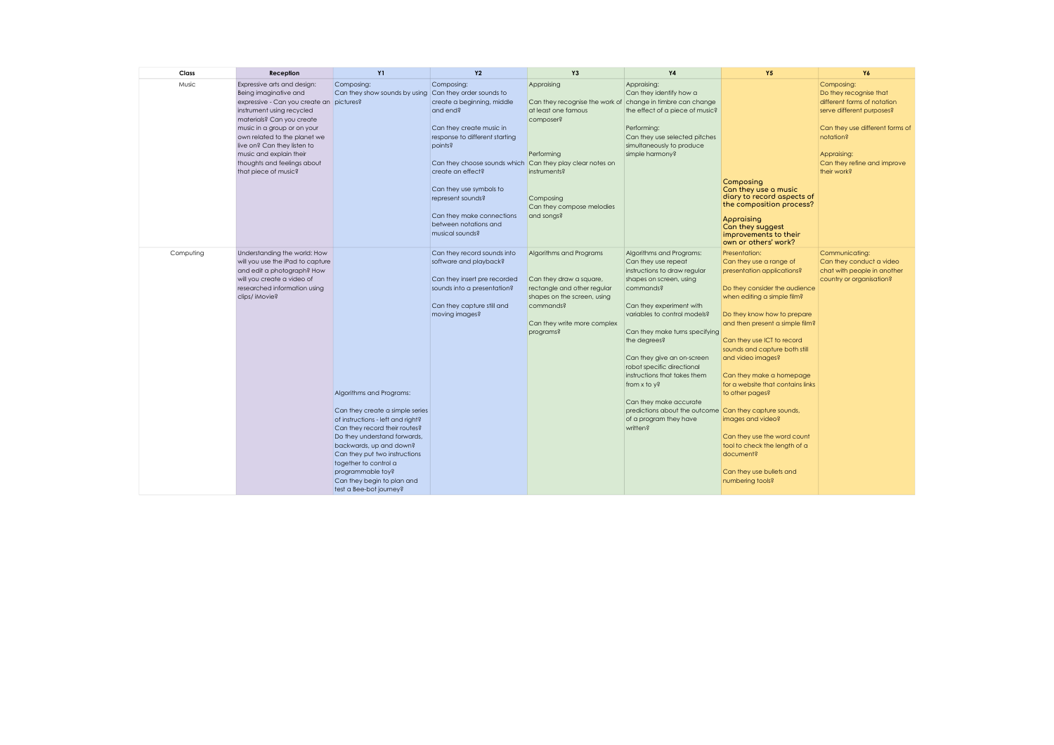| Class | Reception | Y1 | Y2 | Y3 | Y4 | Y5 | Y6 |
|---|---|---|---|---|---|---|---|
| Music | Expressive arts and design: Being imaginative and expressive - Can you create an instrument using recycled materials? Can you create music in a group or on your own related to the planet we live on? Can they listen to music and explain their thoughts and feelings about that piece of music? | Composing: Can they show sounds by using pictures? | Composing: Can they order sounds to create a beginning, middle and end? Can they create music in response to different starting points? Can they choose sounds which create an effect? Can they use symbols to represent sounds? Can they make connections between notations and musical sounds? | Appraising Can they recognise the work of at least one famous composer? Performing Can they play clear notes on instruments? Composing Can they compose melodies and songs? | Appraising: Can they identify how a change in timbre can change the effect of a piece of music? Performing: Can they use selected pitches simultaneously to produce simple harmony? | **Composing** **Can they use a music diary to record aspects of the composition process?** **Appraising** **Can they suggest improvements to their own or others' work?** | Composing: Do they recognise that different forms of notation serve different purposes? Can they use different forms of notation? Appraising: Can they refine and improve their work? |
| Computing | Understanding the world: How will you use the iPad to capture and edit a photograph? How will you create a video of researched information using clips/ iMovie? | Algorithms and Programs: Can they create a simple series of instructions - left and right? Can they record their routes? Do they understand forwards, backwards, up and down? Can they put two instructions together to control a programmable toy? Can they begin to plan and test a Bee-bot journey? | Can they record sounds into software and playback? Can they insert pre recorded sounds into a presentation? Can they capture still and moving images? | Algorithms and Programs Can they draw a square, rectangle and other regular shapes on the screen, using commands? Can they write more complex programs? | Algorithms and Programs: Can they use repeat instructions to draw regular shapes on screen, using commands? Can they experiment with variables to control models? Can they make turns specifying the degrees? Can they give an on-screen robot specific directional instructions that takes them from x to y? Can they make accurate predictions about the outcome of a program they have written? | Presentation: Can they use a range of presentation applications? Do they consider the audience when editing a simple film? Do they know how to prepare and then present a simple film? Can they use ICT to record sounds and capture both still and video images? Can they make a homepage for a website that contains links to other pages? Can they capture sounds, images and video? Can they use the word count tool to check the length of a document? Can they use bullets and numbering tools? | Communicating: Can they conduct a video chat with people in another country or organisation? |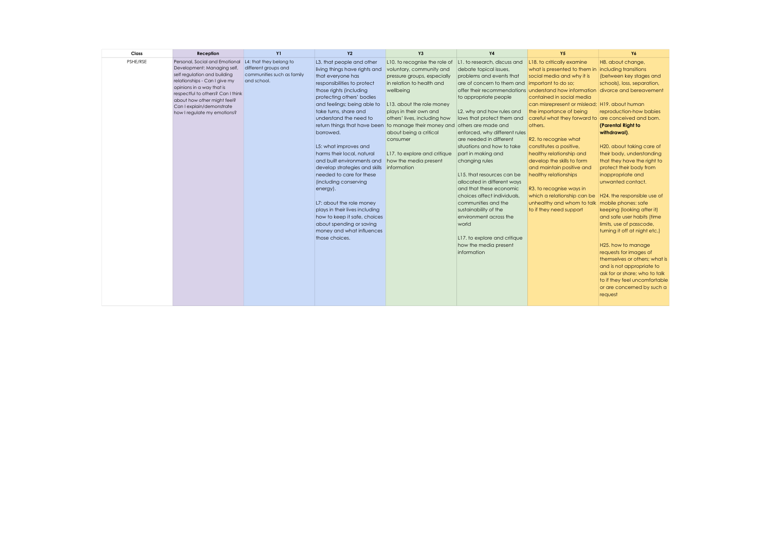| Class | Reception | Y1 | Y2 | Y3 | Y4 | Y5 | Y6 |
|---|---|---|---|---|---|---|---|
| PSHE/RSE | Personal, Social and Emotional Development: Managing self, self regulation and building relationships - Can I give my opinions in a way that is respectful to others? Can I think about how other might feel? Can I explain/demonstrate how I regulate my emotions? | L4: that they belong to different groups and communities such as family and school. | L3. that people and other living things have rights and that everyone has responsibilities to protect those rights (including protecting others' bodies and feelings; being able to take turns, share and understand the need to return things that have been borrowed.<br><br>L5: what improves and harms their local, natural and built environments and develop strategies and skills needed to care for these (including conserving energy).<br><br>L7: about the role money plays in their lives including how to keep it safe, choices about spending or saving money and what influences those choices. | L10. to recognise the role of voluntary, community and pressure groups, especially in relation to health and wellbeing<br><br>L13. about the role money plays in their own and others' lives, including how to manage their money and about being a critical consumer<br><br>L17. to explore and critique how the media present information | L1. to research, discuss and debate topical issues, problems and events that are of concern to them and offer their recommendations to appropriate people<br><br>L2. why and how rules and laws that protect them and others are made and enforced, why different rules are needed in different situations and how to take part in making and changing rules<br><br>L15. that resources can be allocated in different ways and that these economic choices affect individuals, communities and the sustainability of the environment across the world<br><br>L17. to explore and critique how the media present information | L18. to critically examine what is presented to them in social media and why it is important to do so; understand how information contained in social media can misrepresent or mislead; the importance of being careful what they forward to others.<br><br>R2. to recognise what constitutes a positive, healthy relationship and develop the skills to form and maintain positive and healthy relationships<br><br>R3. to recognise ways in which a relationship can be unhealthy and whom to talk to if they need support | H8. about change, including transitions (between key stages and schools), loss, separation, divorce and bereavement<br><br>H19. about human reproduction-how babies are conceived and born. **(Parental Right to withdrawal)**.<br><br>H20. about taking care of their body, understanding that they have the right to protect their body from inappropriate and unwanted contact.<br><br>H24. the responsible use of mobile phones: safe keeping (looking after it) and safe user habits (time limits, use of passcode, turning it off at night etc.)<br><br>H25. how to manage requests for images of themselves or others; what is and is not appropriate to ask for or share; who to talk to if they feel uncomfortable or are concerned by such a request |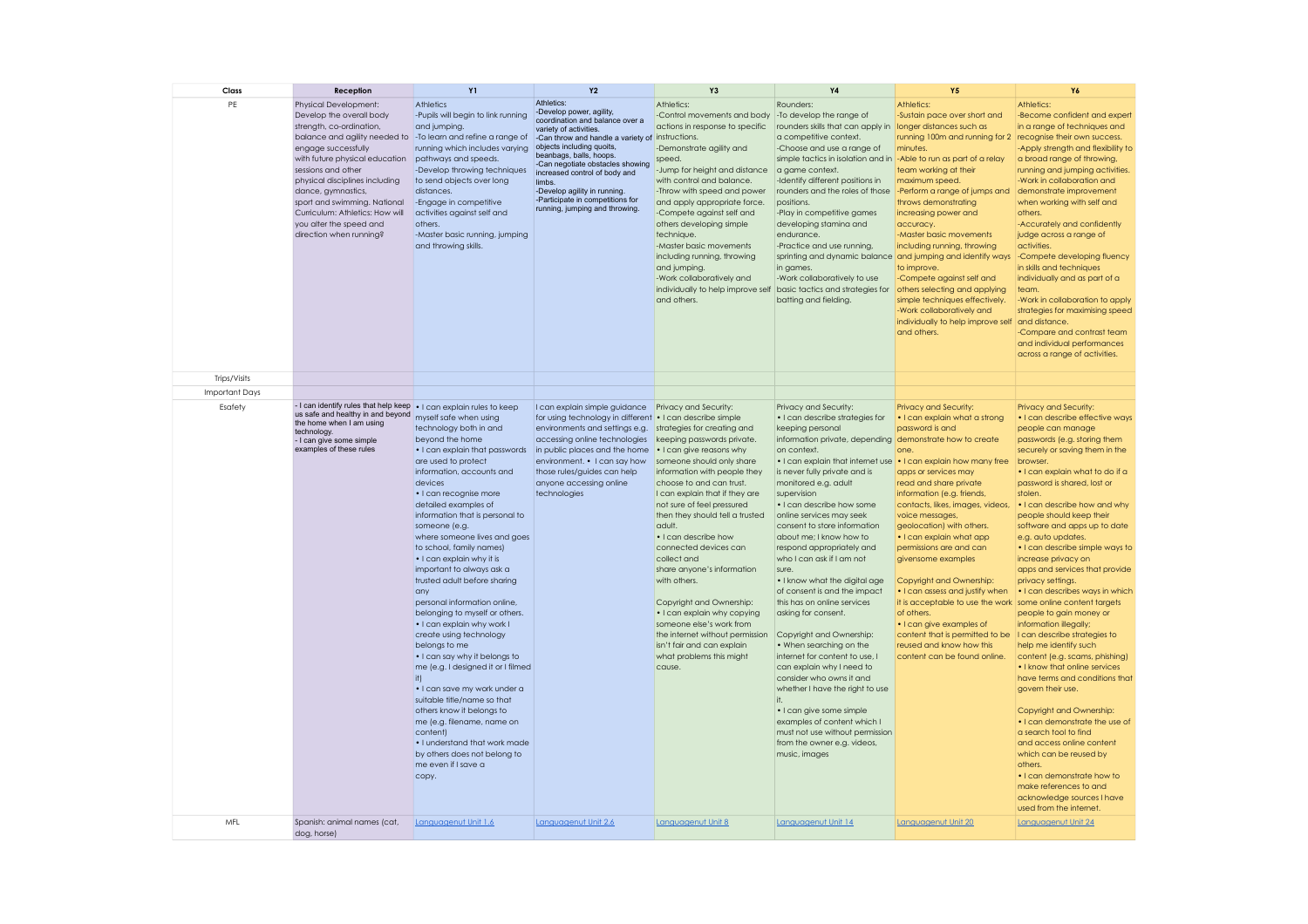| Class | Reception | Y1 | Y2 | Y3 | Y4 | Y5 | Y6 |
|---|---|---|---|---|---|---|---|
| PE | Physical Development: Develop the overall body strength, co-ordination, balance and agility needed to engage successfully with future physical education sessions and other physical disciplines including dance, gymnastics, sport and swimming. National Curriculum: Athletics: How will you alter the speed and direction when running? | Athletics<br>-Pupils will begin to link running and jumping.<br>-To learn and refine a range of running which includes varying pathways and speeds.<br>-Develop throwing techniques to send objects over long distances.<br>-Engage in competitive activities against self and others.<br>-Master basic running, jumping and throwing skills. | Athletics:<br>-Develop power, agility, coordination and balance over a variety of activities.<br>-Can throw and handle a variety of objects including quoits, beanbags, balls, hoops.<br>-Can negotiate obstacles showing increased control of body and limbs.<br>-Develop agility in running.<br>-Participate in competitions for running, jumping and throwing. | Athletics:<br>-Control movements and body actions in response to specific instructions.<br>-Demonstrate agility and speed.<br>-Jump for height and distance with control and balance.<br>-Throw with speed and power and apply appropriate force.<br>-Compete against self and others developing simple technique.<br>-Master basic movements including running, throwing and jumping.<br>-Work collaboratively and individually to help improve self and others. | Rounders:<br>-To develop the range of rounders skills that can apply in a competitive context.<br>-Choose and use a range of simple tactics in isolation and in a game context.<br>-Identify different positions in rounders and the roles of those positions.<br>-Play in competitive games developing stamina and endurance.<br>-Practice and use running, sprinting and dynamic balance in games.<br>-Work collaboratively to use basic tactics and strategies for batting and fielding. | Athletics:<br>-Sustain pace over short and longer distances such as running 100m and running for 2 minutes.<br>-Able to run as part of a relay team working at their maximum speed.<br>-Perform a range of jumps and throws demonstrating increasing power and accuracy.<br>-Master basic movements including running, throwing and jumping and identify ways to improve.<br>-Compete against self and others selecting and applying simple techniques effectively.<br>-Work collaboratively and individually to help improve self and others. | Athletics:<br>-Become confident and expert in a range of techniques and recognise their own success.<br>-Apply strength and flexibility to a broad range of throwing, running and jumping activities.<br>-Work in collaboration and demonstrate improvement when working with self and others.<br>-Accurately and confidently judge across a range of activities.<br>-Compete developing fluency in skills and techniques individually and as part of a team.<br>-Work in collaboration to apply strategies for maximising speed and distance.<br>-Compare and contrast team and individual performances across a range of activities. |
| Trips/Visits | | | | | | | |
| Important Days | | | | | | | |
| Esafety | - I can identify rules that help keep us safe and healthy in and beyond the home when I am using technology.<br>- I can give some simple examples of these rules | • I can explain rules to keep myself safe when using technology both in and beyond the home<br>• I can explain that passwords are used to protect information, accounts and devices<br>• I can recognise more detailed examples of information that is personal to someone (e.g. where someone lives and goes to school, family names)<br>• I can explain why it is important to always ask a trusted adult before sharing any personal information online, belonging to myself or others.<br>• I can explain why work I create using technology belongs to me<br>• I can say why it belongs to me (e.g. I designed it or I filmed it)<br>• I can save my work under a suitable title/name so that others know it belongs to me (e.g. filename, name on content)<br>• I understand that work made by others does not belong to me even if I save a copy. | I can explain simple guidance for using technology in different environments and settings e.g. accessing online technologies in public places and the home environment. • I can say how those rules/guides can help anyone accessing online technologies | Privacy and Security:<br>• I can describe simple strategies for creating and keeping passwords private.<br>• I can give reasons why someone should only share information with people they choose to and can trust. I can explain that if they are not sure of feel pressured then they should tell a trusted adult.<br>• I can describe how connected devices can collect and share anyone's information with others.<br><br>Copyright and Ownership:<br>• I can explain why copying someone else's work from the internet without permission isn't fair and can explain what problems this might cause. | Privacy and Security:<br>• I can describe strategies for keeping personal information private, depending on context.<br>• I can explain that internet use is never fully private and is monitored e.g. adult supervision<br>• I can describe how some online services may seek consent to store information about me; I know how to respond appropriately and who I can ask if I am not sure.<br>• I know what the digital age of consent is and the impact this has on online services asking for consent.<br><br>Copyright and Ownership:<br>• When searching on the internet for content to use, I can explain why I need to consider who owns it and whether I have the right to use it.<br>• I can give some simple examples of content which I must not use without permission from the owner e.g. videos, music, images | Privacy and Security:<br>• I can explain what a strong password is and demonstrate how to create one.<br>• I can explain how many free apps or services may read and share private information (e.g. friends, contacts, likes, images, videos, voice messages, geolocation) with others.<br>• I can explain what app permissions are and can givensome examples<br><br>Copyright and Ownership:<br>• I can assess and justify when it is acceptable to use the work of others.<br>• I can give examples of content that is permitted to be reused and know how this content can be found online. | Privacy and Security:<br>• I can describe effective ways people can manage passwords (e.g. storing them securely or saving them in the browser.<br>• I can explain what to do if a password is shared, lost or stolen.<br>• I can describe how and why people should keep their software and apps up to date e.g. auto updates.<br>• I can describe simple ways to increase privacy on apps and services that provide privacy settings.<br>• I can describes ways in which some online content targets people to gain money or information illegally:<br>I can describe strategies to help me identify such content (e.g. scams, phishing)<br>• I know that online services have terms and conditions that govern their use.<br><br>Copyright and Ownership:<br>• I can demonstrate the use of a search tool to find and access online content which can be reused by others.<br>• I can demonstrate how to make references to and acknowledge sources I have used from the internet. |
| MFL | Spanish: animal names (cat, dog, horse) | Languagenut Unit 1.6 | Languagenut Unit 2.6 | Languagenut Unit 8 | Languagenut Unit 14 | Languagenut Unit 20 | Languagenut Unit 24 |